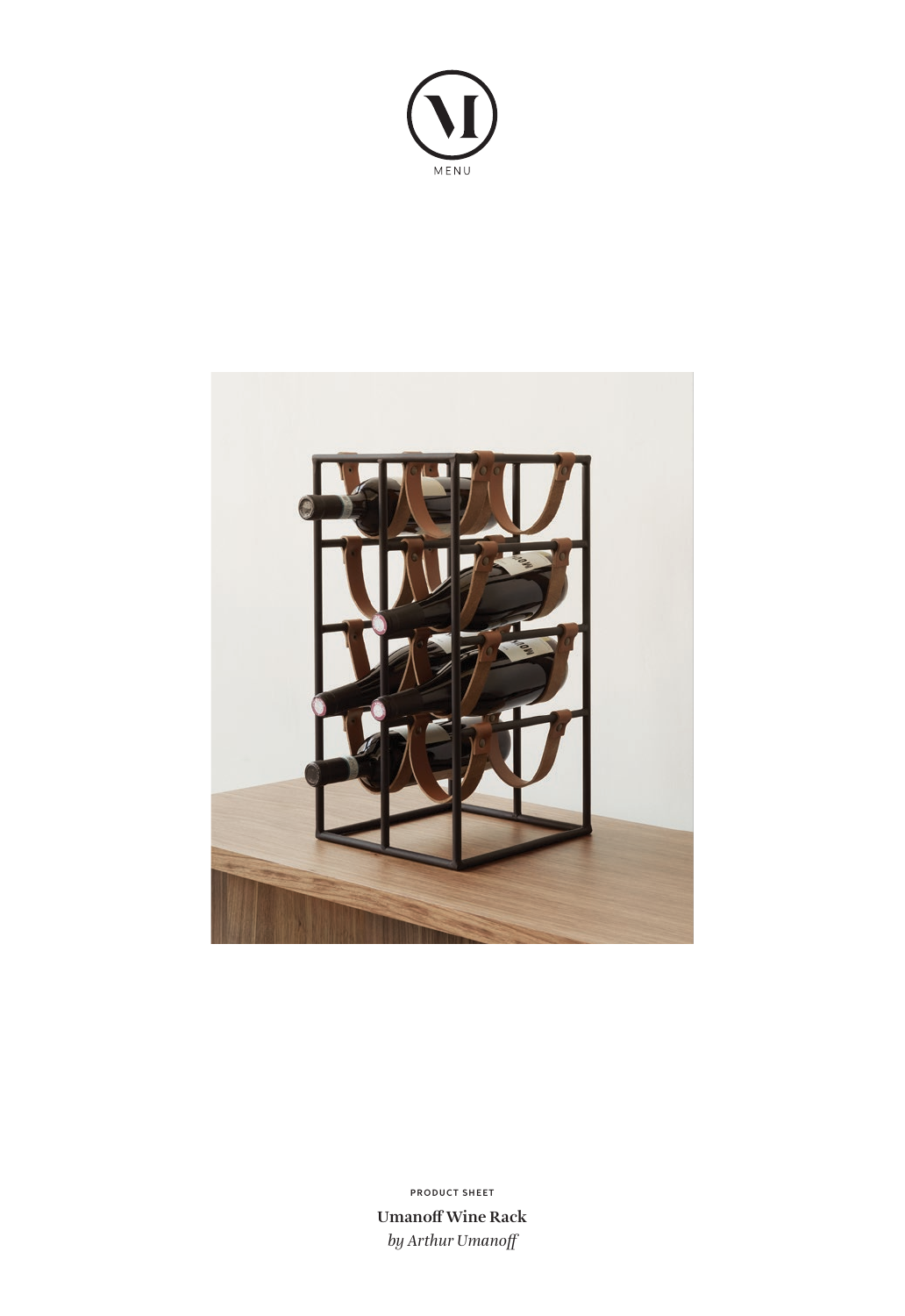MENU

PRODUCT SHEET

**Umanoff Wine Rack**

*by Arthur Umanoff*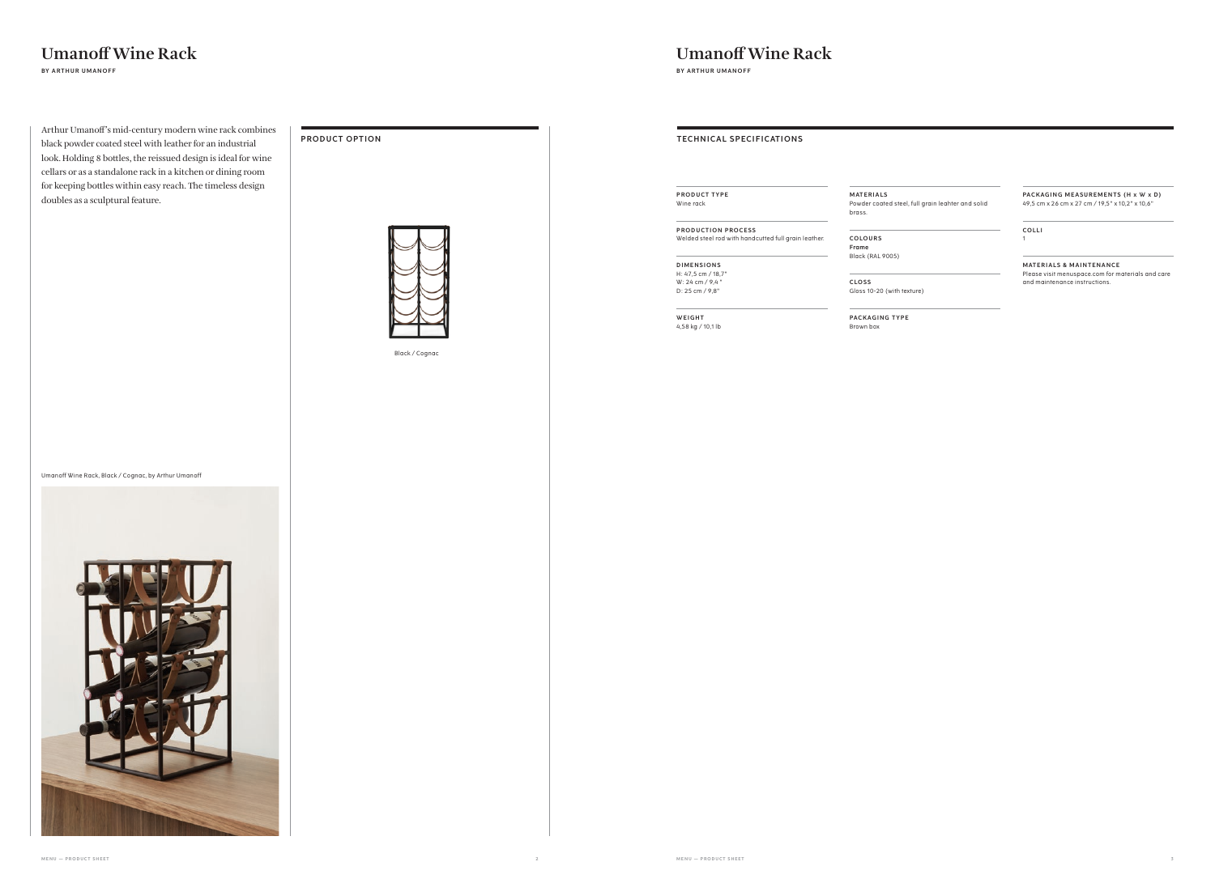# Umanoff Wine Rack

BY ARTHUR UMANOFF

Arthur Umanoff's mid-century modern wine rack combines black powder coated steel with leather for an industrial look. Holding 8 bottles, the reissued design is ideal for wine cellars or as a standalone rack in a kitchen or dining room for keeping bottles within easy reach. The timeless design doubles as a sculptural feature.

Umanoff Wine Rack, Black / Cognac, by Arthur Umanoff

## PRODUCT OPTION

Black / Cognac

# Umanoff Wine Rack

BY ARTHUR UMANOFF

## TECHNICAL SPECIFICATIONS

**PRODUCT TYPE**
Wine rack

**PRODUCTION PROCESS**
Welded steel rod with handcutted full grain leather.

**DIMENSIONS**
H: 47,5 cm / 18,7"
W: 24 cm / 9,4 "
D: 25 cm / 9,8"

**WEIGHT**
4,58 kg / 10,1 lb

**MATERIALS**
Powder coated steel, full grain leahter and solid brass.

**COLOURS**
**Frame**
Black (RAL 9005)

**GLOSS**
Gloss 10-20 (with texture)

**PACKAGING TYPE**
Brown box

**PACKAGING MEASUREMENTS (H x W x D)**
49,5 cm x 26 cm x 27 cm / 19,5" x 10,2" x 10,6"

**COLLI**
1

**MATERIALS & MAINTENANCE**
Please visit menuspace.com for materials and care and maintenance instructions.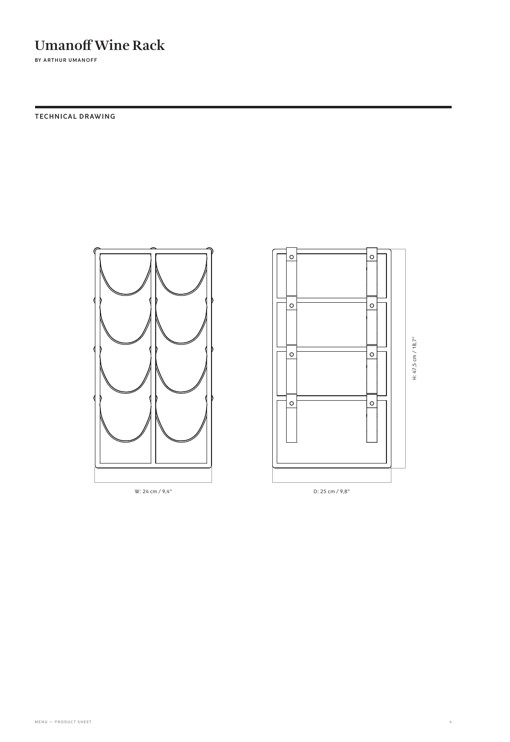# Umanoff Wine Rack

**BY ARTHUR UMANOFF**

**TECHNICAL DRAWING**

W: 24 cm / 9,4"

D: 25 cm / 9,8"

H: 47,5 cm / 18,7"